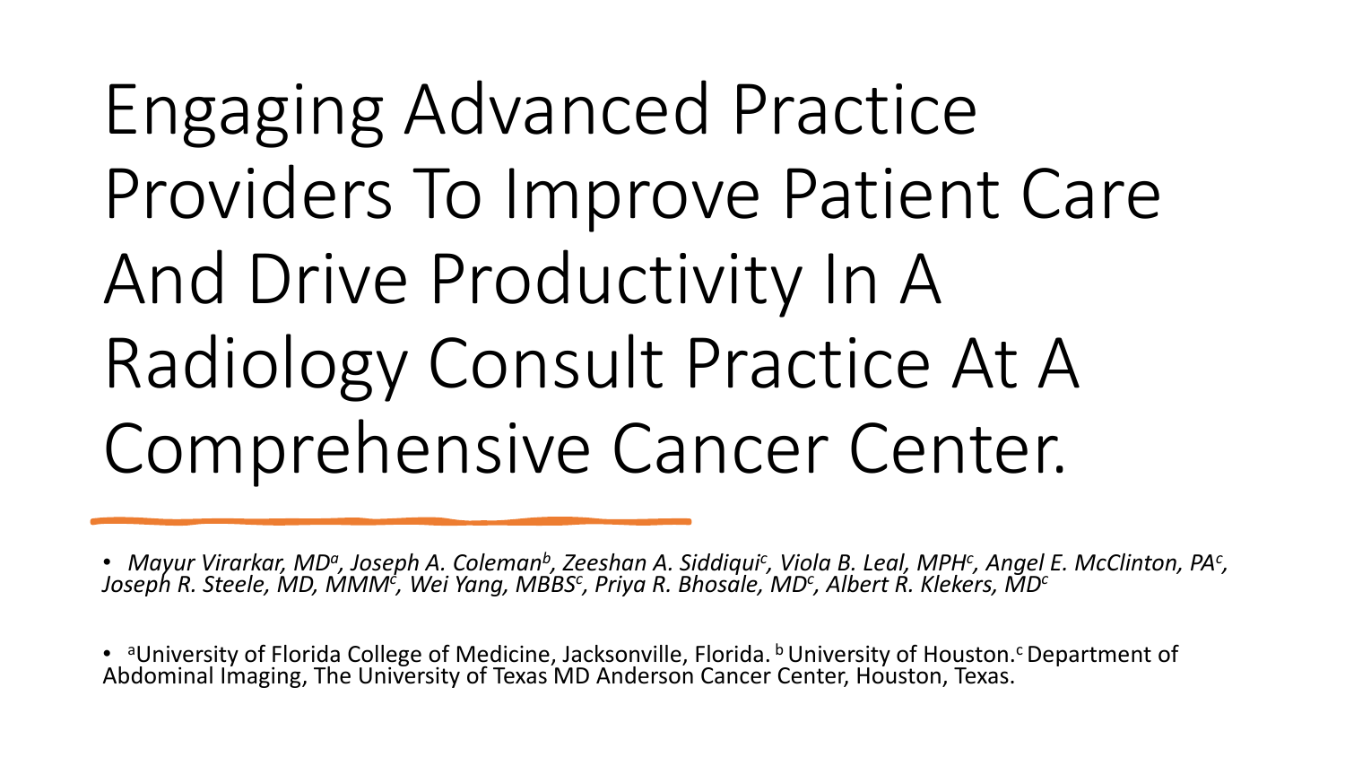# Engaging Advanced Practice Providers To Improve Patient Care And Drive Productivity In A Radiology Consult Practice At A Comprehensive Cancer Center.

- *Mayur Virarkar, MD[a], Joseph A. Coleman[b], Zeeshan A. Siddiqui[c], Viola B. Leal, MPH[c], Angel E. McClinton, PA[c], Joseph R. Steele, MD, MMM[c], Wei Yang, MBBS[c], Priya R. Bhosale, MD[c], Albert R. Klekers, MD[c]*

- [a]University of Florida College of Medicine, Jacksonville, Florida. [b] University of Houston.[c] Department of Abdominal Imaging, The University of Texas MD Anderson Cancer Center, Houston, Texas.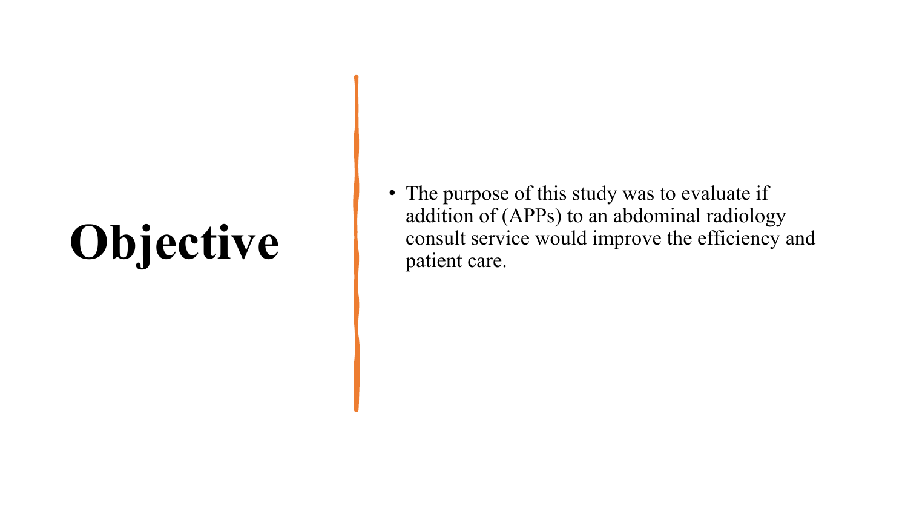# Objective

- The purpose of this study was to evaluate if addition of (APPs) to an abdominal radiology consult service would improve the efficiency and patient care.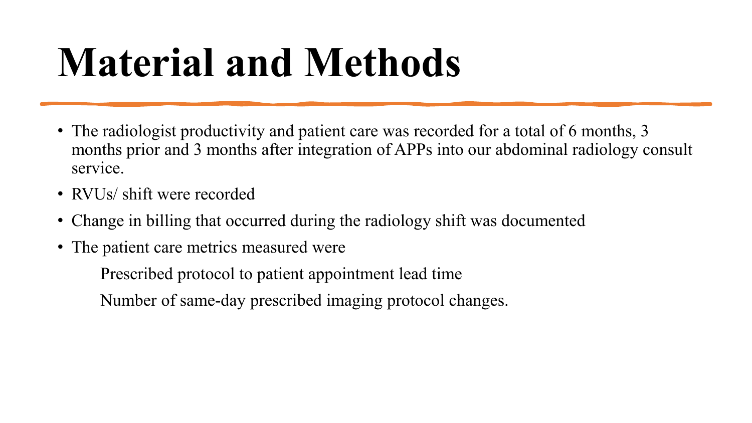# Material and Methods

- The radiologist productivity and patient care was recorded for a total of 6 months, 3 months prior and 3 months after integration of APPs into our abdominal radiology consult service.
- RVUs/ shift were recorded
- Change in billing that occurred during the radiology shift was documented
- The patient care metrics measured were

    Prescribed protocol to patient appointment lead time

    Number of same-day prescribed imaging protocol changes.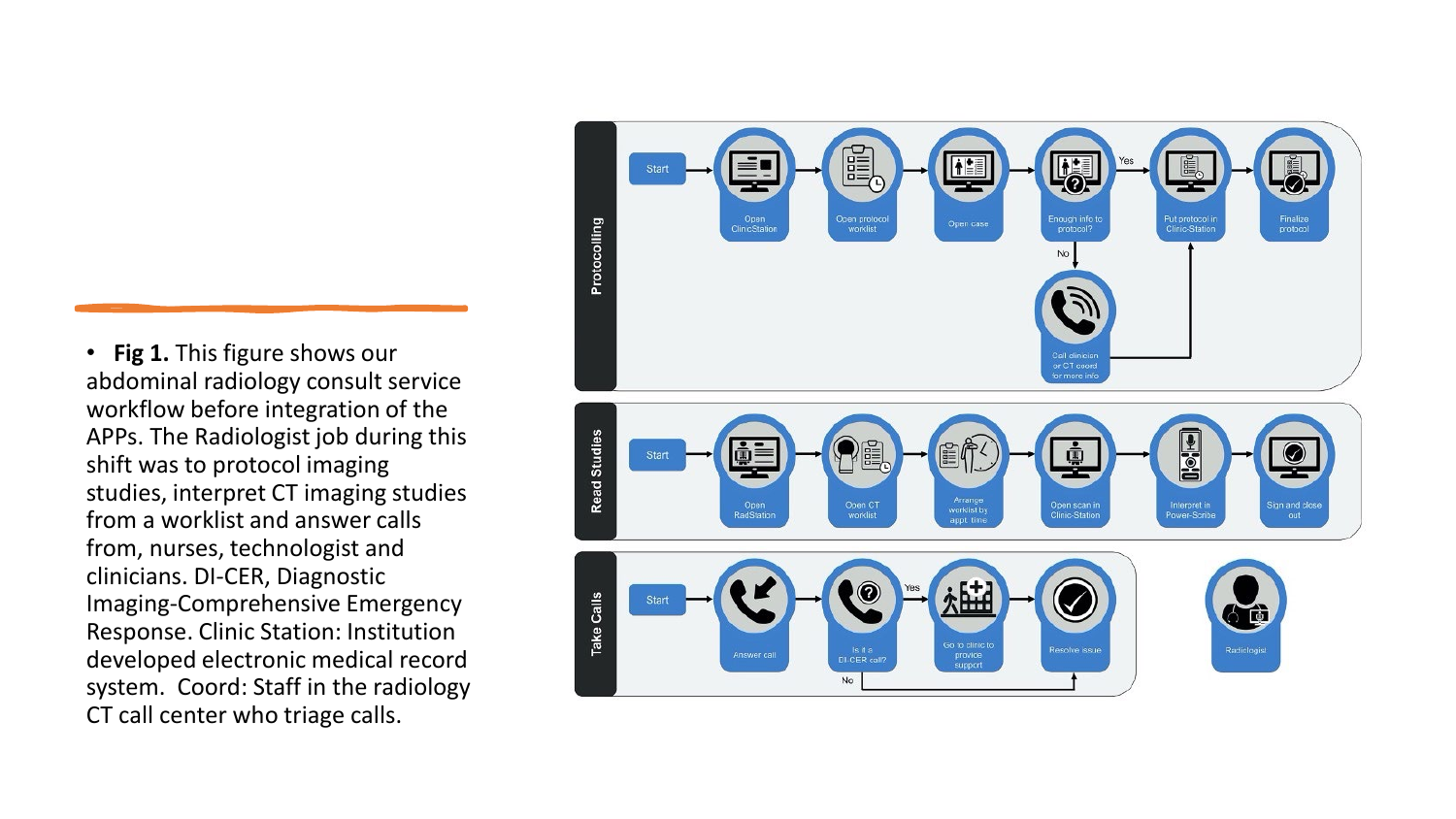- **Fig 1.** This figure shows our abdominal radiology consult service workflow before integration of the APPs. The Radiologist job during this shift was to protocol imaging studies, interpret CT imaging studies from a worklist and answer calls from, nurses, technologist and clinicians. DI-CER, Diagnostic Imaging-Comprehensive Emergency Response. Clinic Station: Institution developed electronic medical record system. Coord: Staff in the radiology CT call center who triage calls.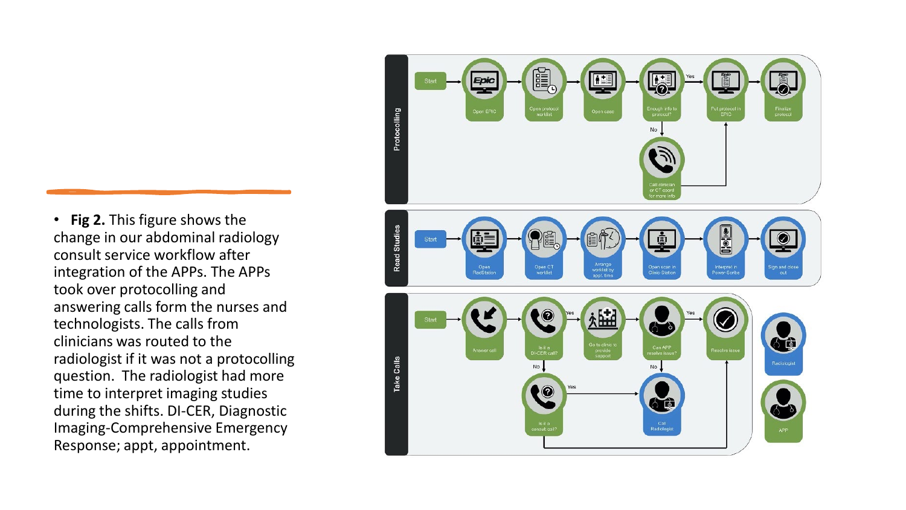- **Fig 2.** This figure shows the change in our abdominal radiology consult service workflow after integration of the APPs. The APPs took over protocolling and answering calls form the nurses and technologists. The calls from clinicians was routed to the radiologist if it was not a protocolling question. The radiologist had more time to interpret imaging studies during the shifts. DI-CER, Diagnostic Imaging-Comprehensive Emergency Response; appt, appointment.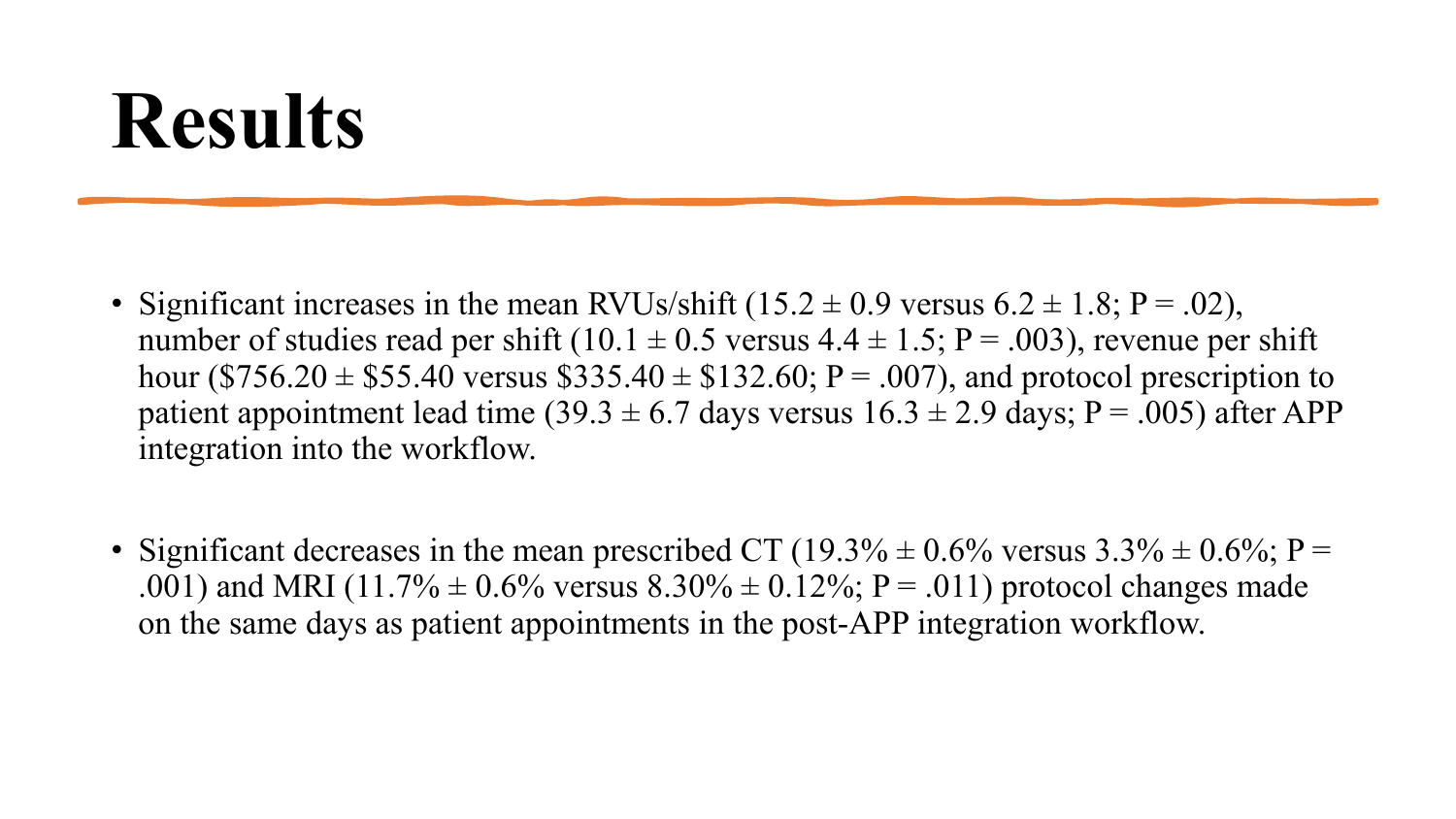# Results

- Significant increases in the mean RVUs/shift ($15.2 \pm 0.9$ versus $6.2 \pm 1.8$; $P = .02$), number of studies read per shift ($10.1 \pm 0.5$ versus $4.4 \pm 1.5$; $P = .003$), revenue per shift hour ($756.20 ± $55.40 versus $335.40 ± $132.60; $P = .007$), and protocol prescription to patient appointment lead time ($39.3 \pm 6.7$ days versus $16.3 \pm 2.9$ days; $P = .005$) after APP integration into the workflow.

- Significant decreases in the mean prescribed CT ($19.3\% \pm 0.6\%$ versus $3.3\% \pm 0.6\%$; $P = .001$) and MRI ($11.7\% \pm 0.6\%$ versus $8.30\% \pm 0.12\%$; $P = .011$) protocol changes made on the same days as patient appointments in the post-APP integration workflow.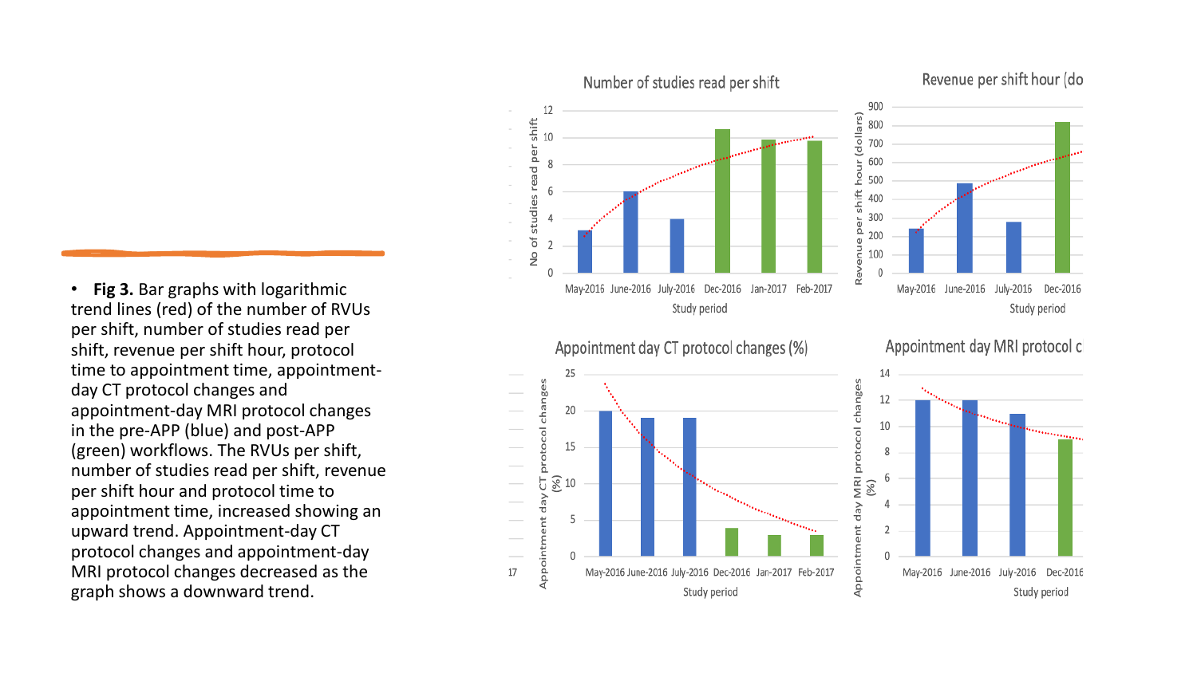- **Fig 3.** Bar graphs with logarithmic trend lines (red) of the number of RVUs per shift, number of studies read per shift, revenue per shift hour, protocol time to appointment time, appointment-day CT protocol changes and appointment-day MRI protocol changes in the pre-APP (blue) and post-APP (green) workflows. The RVUs per shift, number of studies read per shift, revenue per shift hour and protocol time to appointment time, increased showing an upward trend. Appointment-day CT protocol changes and appointment-day MRI protocol changes decreased as the graph shows a downward trend.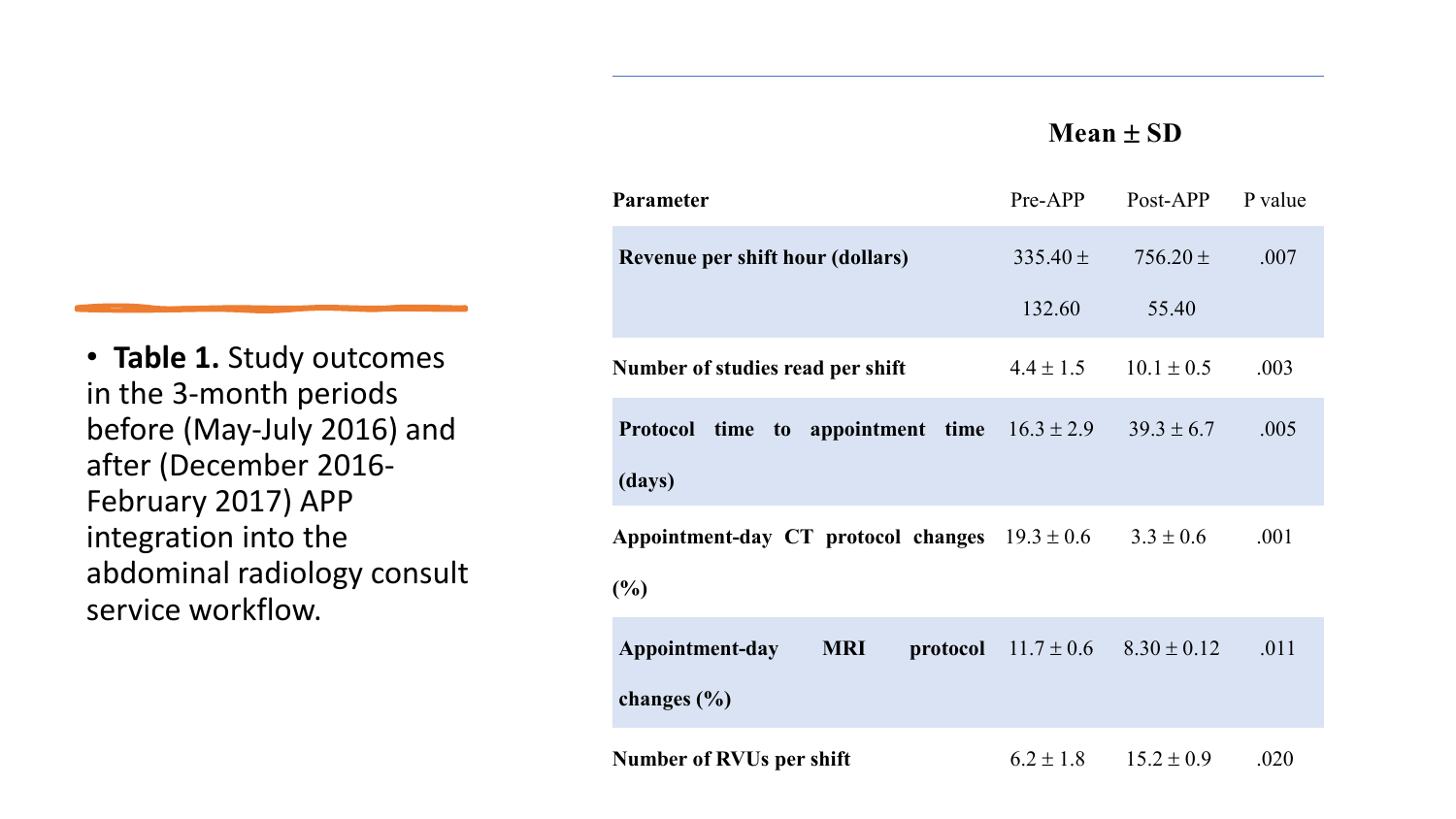- **Table 1.** Study outcomes in the 3-month periods before (May-July 2016) and after (December 2016-February 2017) APP integration into the abdominal radiology consult service workflow.

| | Mean ± SD | | |
|---|---|---|---|
| **Parameter** | Pre-APP | Post-APP | P value |
| **Revenue per shift hour (dollars)** | 335.40 ± 132.60 | 756.20 ± 55.40 | .007 |
| **Number of studies read per shift** | 4.4 ± 1.5 | 10.1 ± 0.5 | .003 |
| **Protocol time to appointment time (days)** | 16.3 ± 2.9 | 39.3 ± 6.7 | .005 |
| **Appointment-day CT protocol changes (%)** | 19.3 ± 0.6 | 3.3 ± 0.6 | .001 |
| **Appointment-day MRI protocol changes (%)** | 11.7 ± 0.6 | 8.30 ± 0.12 | .011 |
| **Number of RVUs per shift** | 6.2 ± 1.8 | 15.2 ± 0.9 | .020 |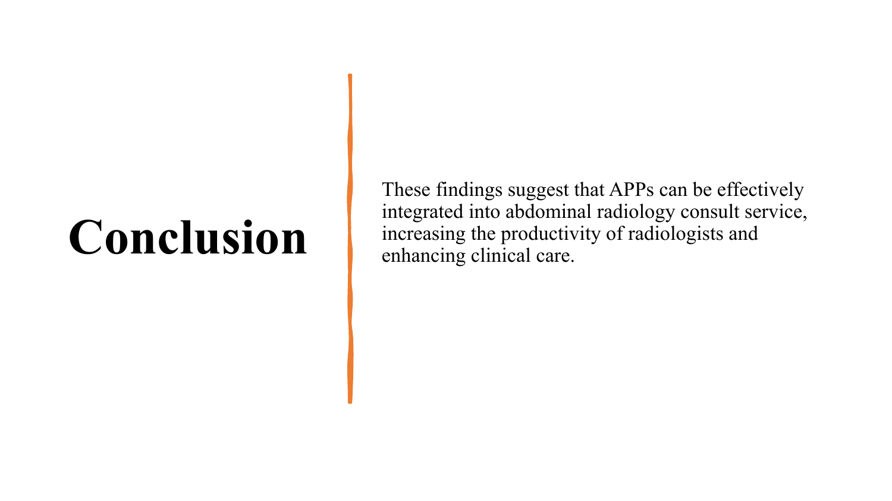# Conclusion

These findings suggest that APPs can be effectively integrated into abdominal radiology consult service, increasing the productivity of radiologists and enhancing clinical care.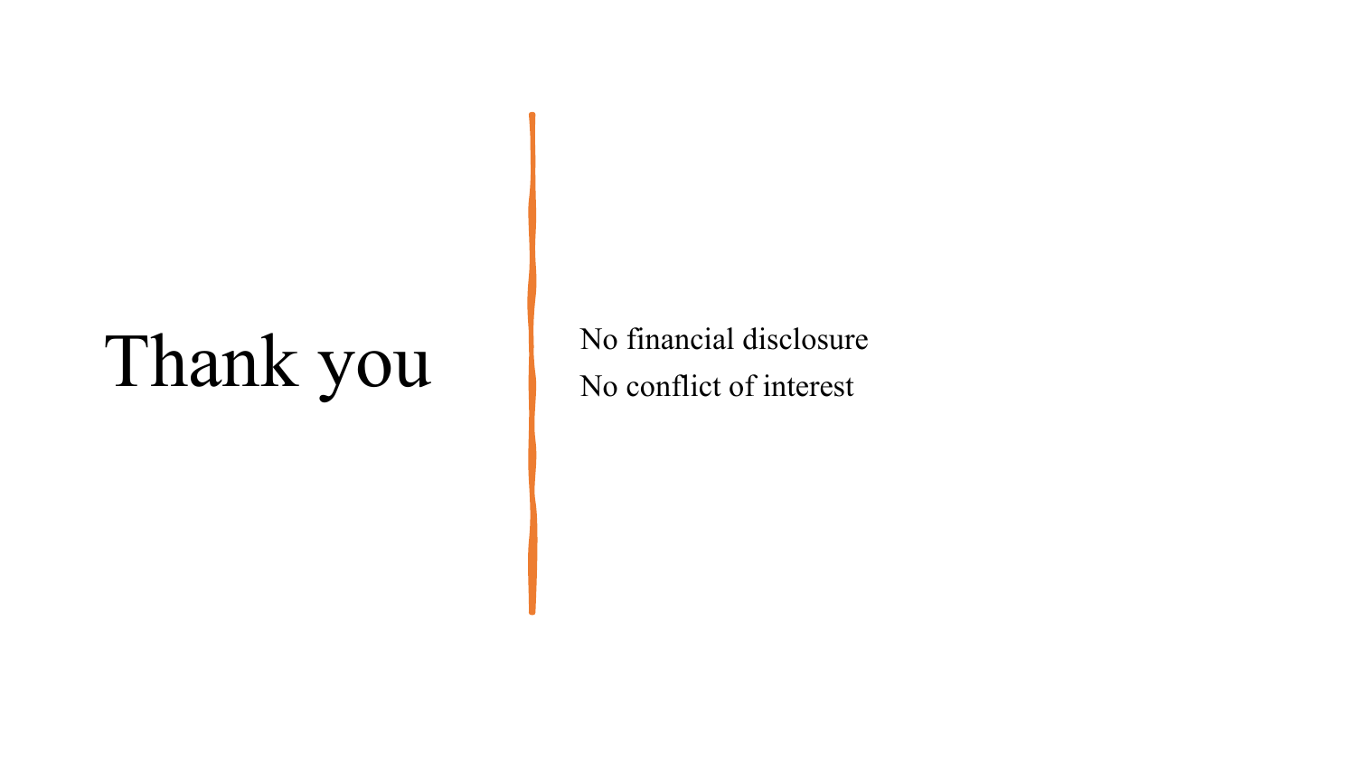# Thank you

No financial disclosure

No conflict of interest